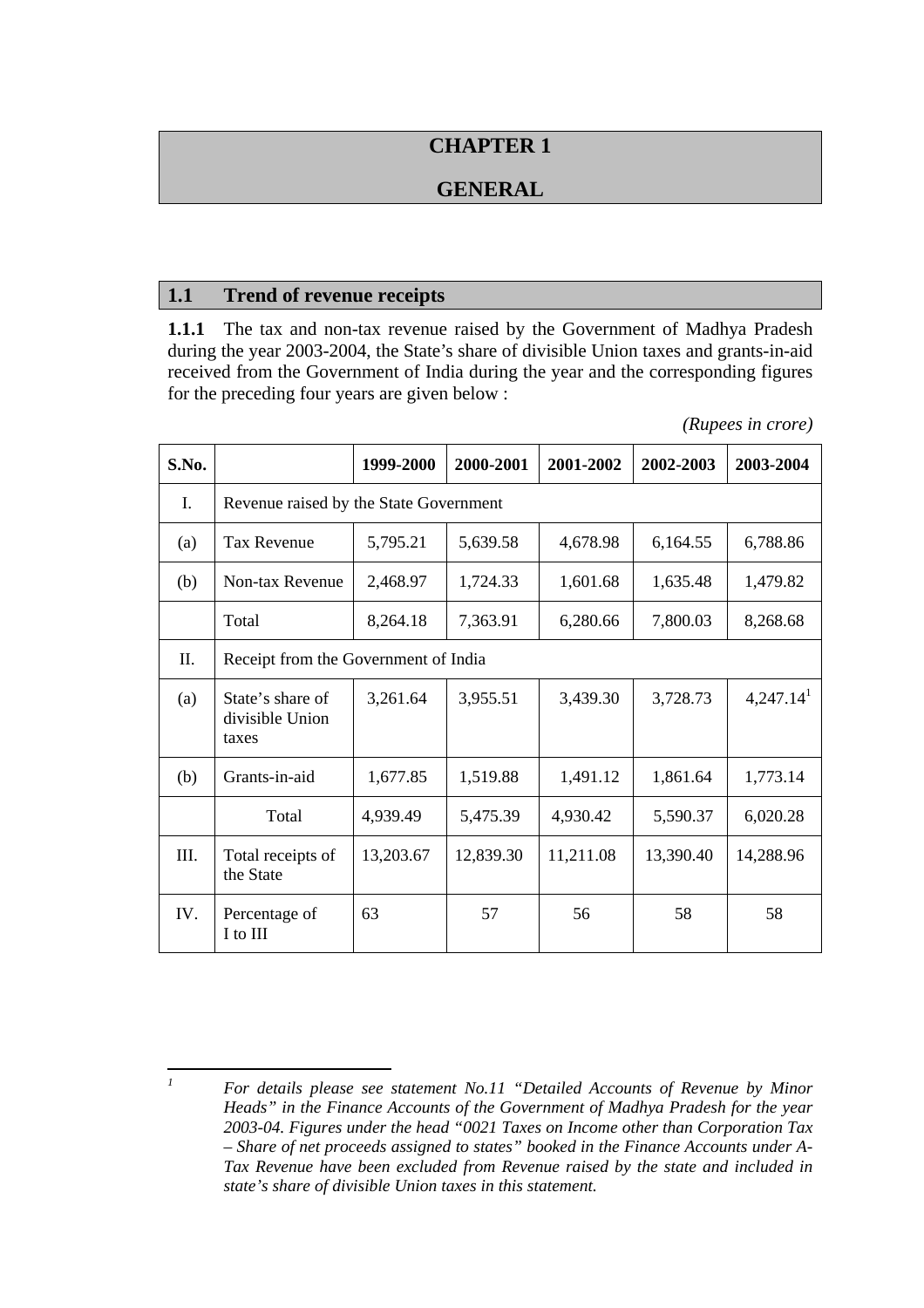# CHAPTER 1

# GENERAL

## 1.1 Trend of revenue receipts

**1.1.1** The tax and non-tax revenue raised by the Government of Madhya Pradesh during the year 2003-2004, the State's share of divisible Union taxes and grants-in-aid received from the Government of India during the year and the corresponding figures for the preceding four years are given below :

*(Rupees in crore)*

| S.No. | | 1999-2000 | 2000-2001 | 2001-2002 | 2002-2003 | 2003-2004 |
|---|---|---|---|---|---|---|
| I. | Revenue raised by the State Government | | | | | |
| (a) | Tax Revenue | 5,795.21 | 5,639.58 | 4,678.98 | 6,164.55 | 6,788.86 |
| (b) | Non-tax Revenue | 2,468.97 | 1,724.33 | 1,601.68 | 1,635.48 | 1,479.82 |
| | Total | 8,264.18 | 7,363.91 | 6,280.66 | 7,800.03 | 8,268.68 |
| II. | Receipt from the Government of India | | | | | |
| (a) | State's share of divisible Union taxes | 3,261.64 | 3,955.51 | 3,439.30 | 3,728.73 | 4,247.14[1] |
| (b) | Grants-in-aid | 1,677.85 | 1,519.88 | 1,491.12 | 1,861.64 | 1,773.14 |
| | Total | 4,939.49 | 5,475.39 | 4,930.42 | 5,590.37 | 6,020.28 |
| III. | Total receipts of the State | 13,203.67 | 12,839.30 | 11,211.08 | 13,390.40 | 14,288.96 |
| IV. | Percentage of I to III | 63 | 57 | 56 | 58 | 58 |

---

[1] *For details please see statement No.11 "Detailed Accounts of Revenue by Minor Heads" in the Finance Accounts of the Government of Madhya Pradesh for the year 2003-04. Figures under the head "0021 Taxes on Income other than Corporation Tax – Share of net proceeds assigned to states" booked in the Finance Accounts under A-Tax Revenue have been excluded from Revenue raised by the state and included in state's share of divisible Union taxes in this statement.*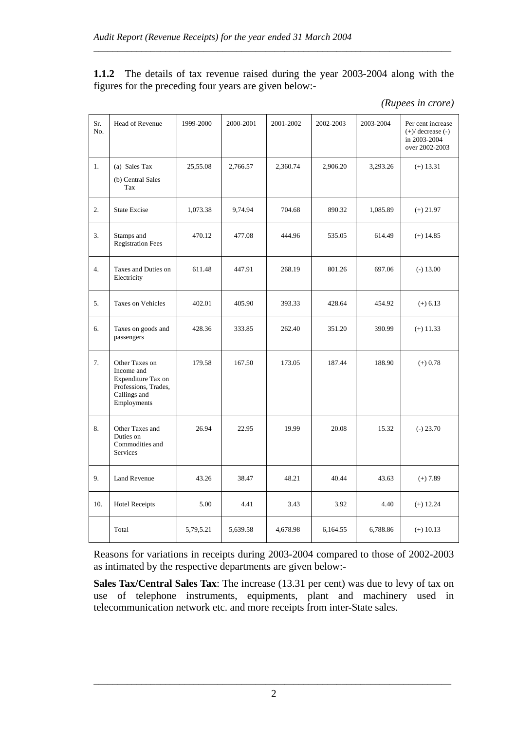**1.1.2** The details of tax revenue raised during the year 2003-2004 along with the figures for the preceding four years are given below:-

*(Rupees in crore)*

| Sr. No. | Head of Revenue | 1999-2000 | 2000-2001 | 2001-2002 | 2002-2003 | 2003-2004 | Per cent increase (+)/ decrease (-) in 2003-2004 over 2002-2003 |
|---|---|---|---|---|---|---|---|
| 1. | (a) Sales Tax<br>(b) Central Sales Tax | 25,55.08 | 2,766.57 | 2,360.74 | 2,906.20 | 3,293.26 | (+) 13.31 |
| 2. | State Excise | 1,073.38 | 9,74.94 | 704.68 | 890.32 | 1,085.89 | (+) 21.97 |
| 3. | Stamps and Registration Fees | 470.12 | 477.08 | 444.96 | 535.05 | 614.49 | (+) 14.85 |
| 4. | Taxes and Duties on Electricity | 611.48 | 447.91 | 268.19 | 801.26 | 697.06 | (-) 13.00 |
| 5. | Taxes on Vehicles | 402.01 | 405.90 | 393.33 | 428.64 | 454.92 | (+) 6.13 |
| 6. | Taxes on goods and passengers | 428.36 | 333.85 | 262.40 | 351.20 | 390.99 | (+) 11.33 |
| 7. | Other Taxes on Income and Expenditure Tax on Professions, Trades, Callings and Employments | 179.58 | 167.50 | 173.05 | 187.44 | 188.90 | (+) 0.78 |
| 8. | Other Taxes and Duties on Commodities and Services | 26.94 | 22.95 | 19.99 | 20.08 | 15.32 | (-) 23.70 |
| 9. | Land Revenue | 43.26 | 38.47 | 48.21 | 40.44 | 43.63 | (+) 7.89 |
| 10. | Hotel Receipts | 5.00 | 4.41 | 3.43 | 3.92 | 4.40 | (+) 12.24 |
| | Total | 5,79,5.21 | 5,639.58 | 4,678.98 | 6,164.55 | 6,788.86 | (+) 10.13 |

Reasons for variations in receipts during 2003-2004 compared to those of 2002-2003 as intimated by the respective departments are given below:-

**Sales Tax/Central Sales Tax**: The increase (13.31 per cent) was due to levy of tax on use of telephone instruments, equipments, plant and machinery used in telecommunication network etc. and more receipts from inter-State sales.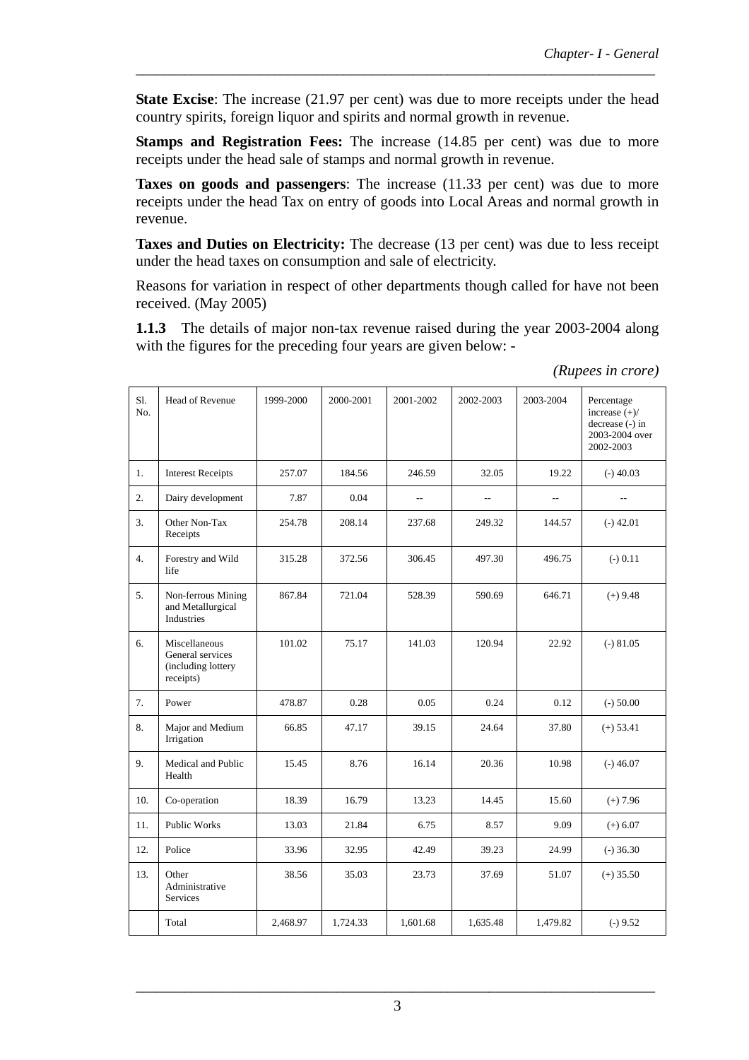**State Excise**: The increase (21.97 per cent) was due to more receipts under the head country spirits, foreign liquor and spirits and normal growth in revenue.

**Stamps and Registration Fees:** The increase (14.85 per cent) was due to more receipts under the head sale of stamps and normal growth in revenue.

**Taxes on goods and passengers**: The increase (11.33 per cent) was due to more receipts under the head Tax on entry of goods into Local Areas and normal growth in revenue.

**Taxes and Duties on Electricity:** The decrease (13 per cent) was due to less receipt under the head taxes on consumption and sale of electricity.

Reasons for variation in respect of other departments though called for have not been received. (May 2005)

**1.1.3** The details of major non-tax revenue raised during the year 2003-2004 along with the figures for the preceding four years are given below: -

*(Rupees in crore)*

| Sl. No. | Head of Revenue | 1999-2000 | 2000-2001 | 2001-2002 | 2002-2003 | 2003-2004 | Percentage increase (+)/ decrease (-) in 2003-2004 over 2002-2003 |
|---|---|---|---|---|---|---|---|
| 1. | Interest Receipts | 257.07 | 184.56 | 246.59 | 32.05 | 19.22 | (-) 40.03 |
| 2. | Dairy development | 7.87 | 0.04 | -- | -- | -- | -- |
| 3. | Other Non-Tax Receipts | 254.78 | 208.14 | 237.68 | 249.32 | 144.57 | (-) 42.01 |
| 4. | Forestry and Wild life | 315.28 | 372.56 | 306.45 | 497.30 | 496.75 | (-) 0.11 |
| 5. | Non-ferrous Mining and Metallurgical Industries | 867.84 | 721.04 | 528.39 | 590.69 | 646.71 | (+) 9.48 |
| 6. | Miscellaneous General services (including lottery receipts) | 101.02 | 75.17 | 141.03 | 120.94 | 22.92 | (-) 81.05 |
| 7. | Power | 478.87 | 0.28 | 0.05 | 0.24 | 0.12 | (-) 50.00 |
| 8. | Major and Medium Irrigation | 66.85 | 47.17 | 39.15 | 24.64 | 37.80 | (+) 53.41 |
| 9. | Medical and Public Health | 15.45 | 8.76 | 16.14 | 20.36 | 10.98 | (-) 46.07 |
| 10. | Co-operation | 18.39 | 16.79 | 13.23 | 14.45 | 15.60 | (+) 7.96 |
| 11. | Public Works | 13.03 | 21.84 | 6.75 | 8.57 | 9.09 | (+) 6.07 |
| 12. | Police | 33.96 | 32.95 | 42.49 | 39.23 | 24.99 | (-) 36.30 |
| 13. | Other Administrative Services | 38.56 | 35.03 | 23.73 | 37.69 | 51.07 | (+) 35.50 |
| | Total | 2,468.97 | 1,724.33 | 1,601.68 | 1,635.48 | 1,479.82 | (-) 9.52 |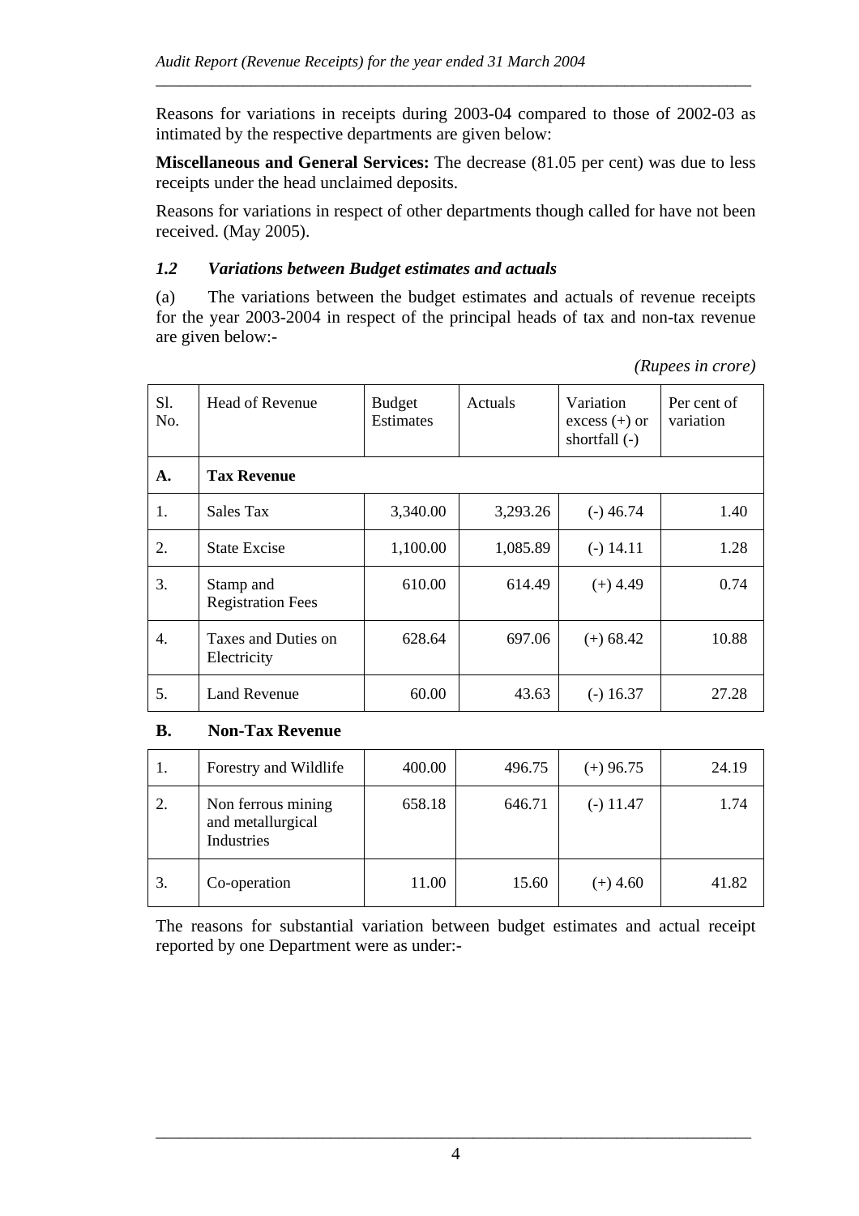Reasons for variations in receipts during 2003-04 compared to those of 2002-03 as intimated by the respective departments are given below:

**Miscellaneous and General Services:** The decrease (81.05 per cent) was due to less receipts under the head unclaimed deposits.

Reasons for variations in respect of other departments though called for have not been received. (May 2005).

### *1.2 Variations between Budget estimates and actuals*

(a) The variations between the budget estimates and actuals of revenue receipts for the year 2003-2004 in respect of the principal heads of tax and non-tax revenue are given below:-

*(Rupees in crore)*

| Sl. No. | Head of Revenue | Budget Estimates | Actuals | Variation excess (+) or shortfall (-) | Per cent of variation |
|---|---|---|---|---|---|
| **A.** | **Tax Revenue** | | | | |
| 1. | Sales Tax | 3,340.00 | 3,293.26 | (-) 46.74 | 1.40 |
| 2. | State Excise | 1,100.00 | 1,085.89 | (-) 14.11 | 1.28 |
| 3. | Stamp and Registration Fees | 610.00 | 614.49 | (+) 4.49 | 0.74 |
| 4. | Taxes and Duties on Electricity | 628.64 | 697.06 | (+) 68.42 | 10.88 |
| 5. | Land Revenue | 60.00 | 43.63 | (-) 16.37 | 27.28 |
| **B.** | **Non-Tax Revenue** | | | | |
| 1. | Forestry and Wildlife | 400.00 | 496.75 | (+) 96.75 | 24.19 |
| 2. | Non ferrous mining and metallurgical Industries | 658.18 | 646.71 | (-) 11.47 | 1.74 |
| 3. | Co-operation | 11.00 | 15.60 | (+) 4.60 | 41.82 |

The reasons for substantial variation between budget estimates and actual receipt reported by one Department were as under:-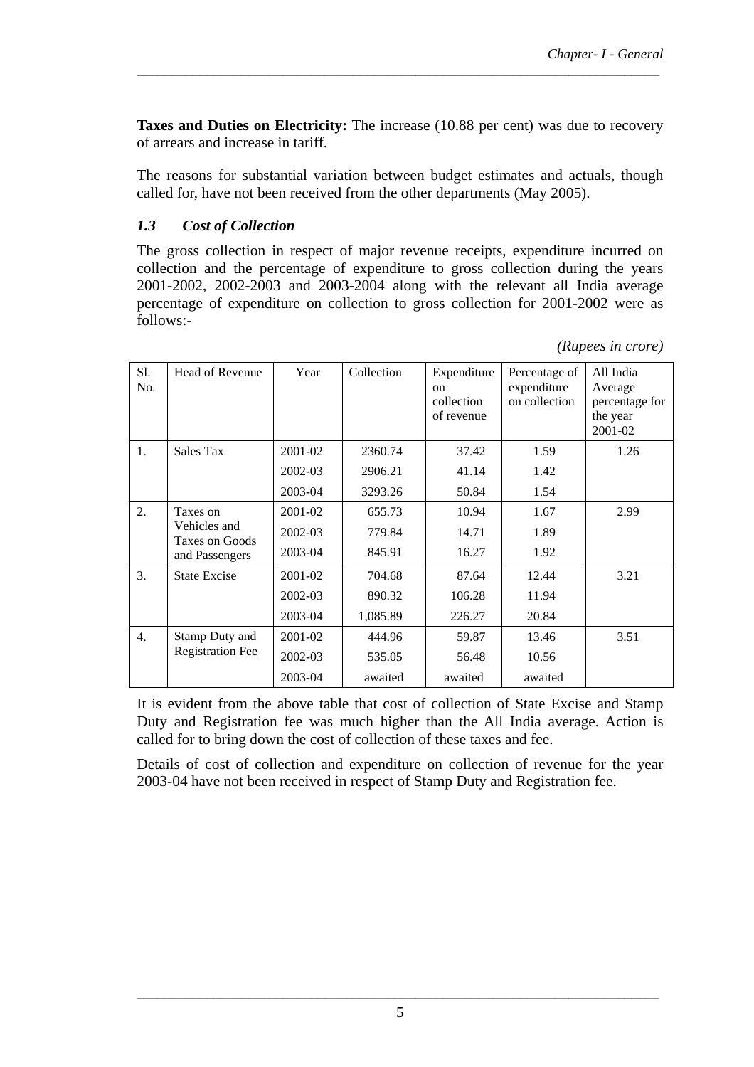**Taxes and Duties on Electricity:** The increase (10.88 per cent) was due to recovery of arrears and increase in tariff.

The reasons for substantial variation between budget estimates and actuals, though called for, have not been received from the other departments (May 2005).

### *1.3 Cost of Collection*

The gross collection in respect of major revenue receipts, expenditure incurred on collection and the percentage of expenditure to gross collection during the years 2001-2002, 2002-2003 and 2003-2004 along with the relevant all India average percentage of expenditure on collection to gross collection for 2001-2002 were as follows:-

*(Rupees in crore)*

| Sl. No. | Head of Revenue | Year | Collection | Expenditure on collection of revenue | Percentage of expenditure on collection | All India Average percentage for the year 2001-02 |
|---|---|---|---|---|---|---|
| 1. | Sales Tax | 2001-02 | 2360.74 | 37.42 | 1.59 | 1.26 |
| | | 2002-03 | 2906.21 | 41.14 | 1.42 | |
| | | 2003-04 | 3293.26 | 50.84 | 1.54 | |
| 2. | Taxes on Vehicles and Taxes on Goods and Passengers | 2001-02 | 655.73 | 10.94 | 1.67 | 2.99 |
| | | 2002-03 | 779.84 | 14.71 | 1.89 | |
| | | 2003-04 | 845.91 | 16.27 | 1.92 | |
| 3. | State Excise | 2001-02 | 704.68 | 87.64 | 12.44 | 3.21 |
| | | 2002-03 | 890.32 | 106.28 | 11.94 | |
| | | 2003-04 | 1,085.89 | 226.27 | 20.84 | |
| 4. | Stamp Duty and Registration Fee | 2001-02 | 444.96 | 59.87 | 13.46 | 3.51 |
| | | 2002-03 | 535.05 | 56.48 | 10.56 | |
| | | 2003-04 | awaited | awaited | awaited | |

It is evident from the above table that cost of collection of State Excise and Stamp Duty and Registration fee was much higher than the All India average. Action is called for to bring down the cost of collection of these taxes and fee.

Details of cost of collection and expenditure on collection of revenue for the year 2003-04 have not been received in respect of Stamp Duty and Registration fee.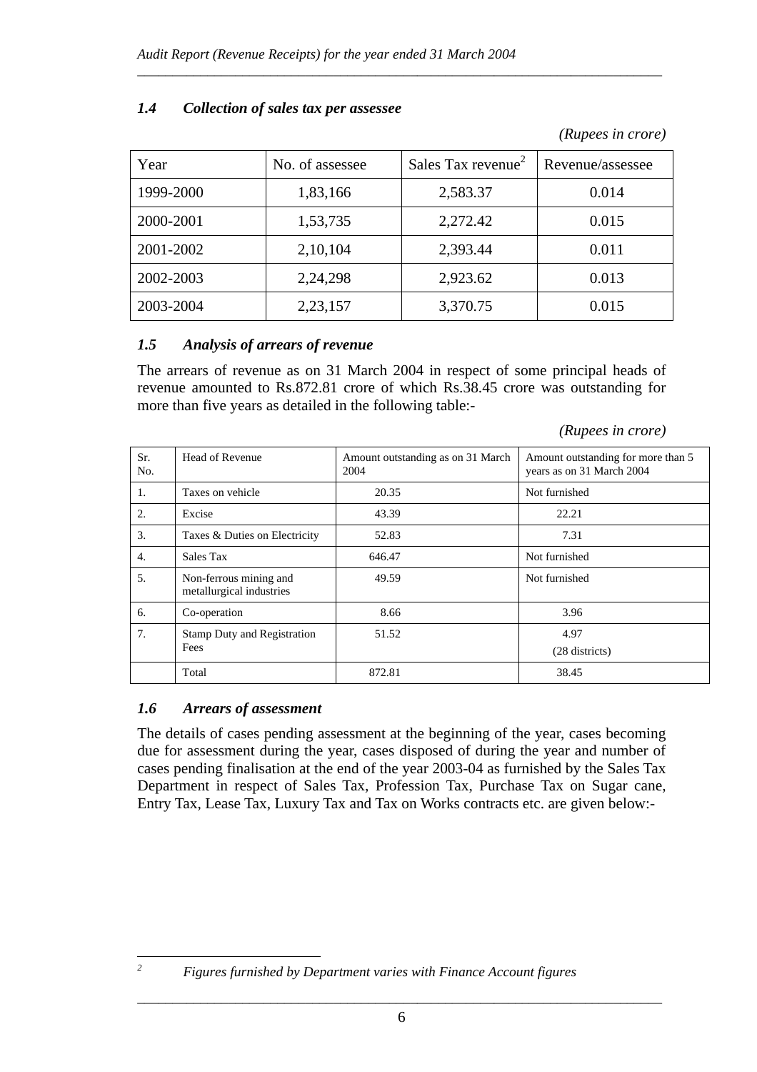### 1.4 Collection of sales tax per assessee

*(Rupees in crore)*

| Year | No. of assessee | Sales Tax revenue[2] | Revenue/assessee |
|---|---|---|---|
| 1999-2000 | 1,83,166 | 2,583.37 | 0.014 |
| 2000-2001 | 1,53,735 | 2,272.42 | 0.015 |
| 2001-2002 | 2,10,104 | 2,393.44 | 0.011 |
| 2002-2003 | 2,24,298 | 2,923.62 | 0.013 |
| 2003-2004 | 2,23,157 | 3,370.75 | 0.015 |

### 1.5 Analysis of arrears of revenue

The arrears of revenue as on 31 March 2004 in respect of some principal heads of revenue amounted to Rs.872.81 crore of which Rs.38.45 crore was outstanding for more than five years as detailed in the following table:-

*(Rupees in crore)*

| Sr. No. | Head of Revenue | Amount outstanding as on 31 March 2004 | Amount outstanding for more than 5 years as on 31 March 2004 |
|---|---|---|---|
| 1. | Taxes on vehicle | 20.35 | Not furnished |
| 2. | Excise | 43.39 | 22.21 |
| 3. | Taxes & Duties on Electricity | 52.83 | 7.31 |
| 4. | Sales Tax | 646.47 | Not furnished |
| 5. | Non-ferrous mining and metallurgical industries | 49.59 | Not furnished |
| 6. | Co-operation | 8.66 | 3.96 |
| 7. | Stamp Duty and Registration Fees | 51.52 | 4.97 (28 districts) |
| | Total | 872.81 | 38.45 |

### 1.6 Arrears of assessment

The details of cases pending assessment at the beginning of the year, cases becoming due for assessment during the year, cases disposed of during the year and number of cases pending finalisation at the end of the year 2003-04 as furnished by the Sales Tax Department in respect of Sales Tax, Profession Tax, Purchase Tax on Sugar cane, Entry Tax, Lease Tax, Luxury Tax and Tax on Works contracts etc. are given below:-

---

[2] *Figures furnished by Department varies with Finance Account figures*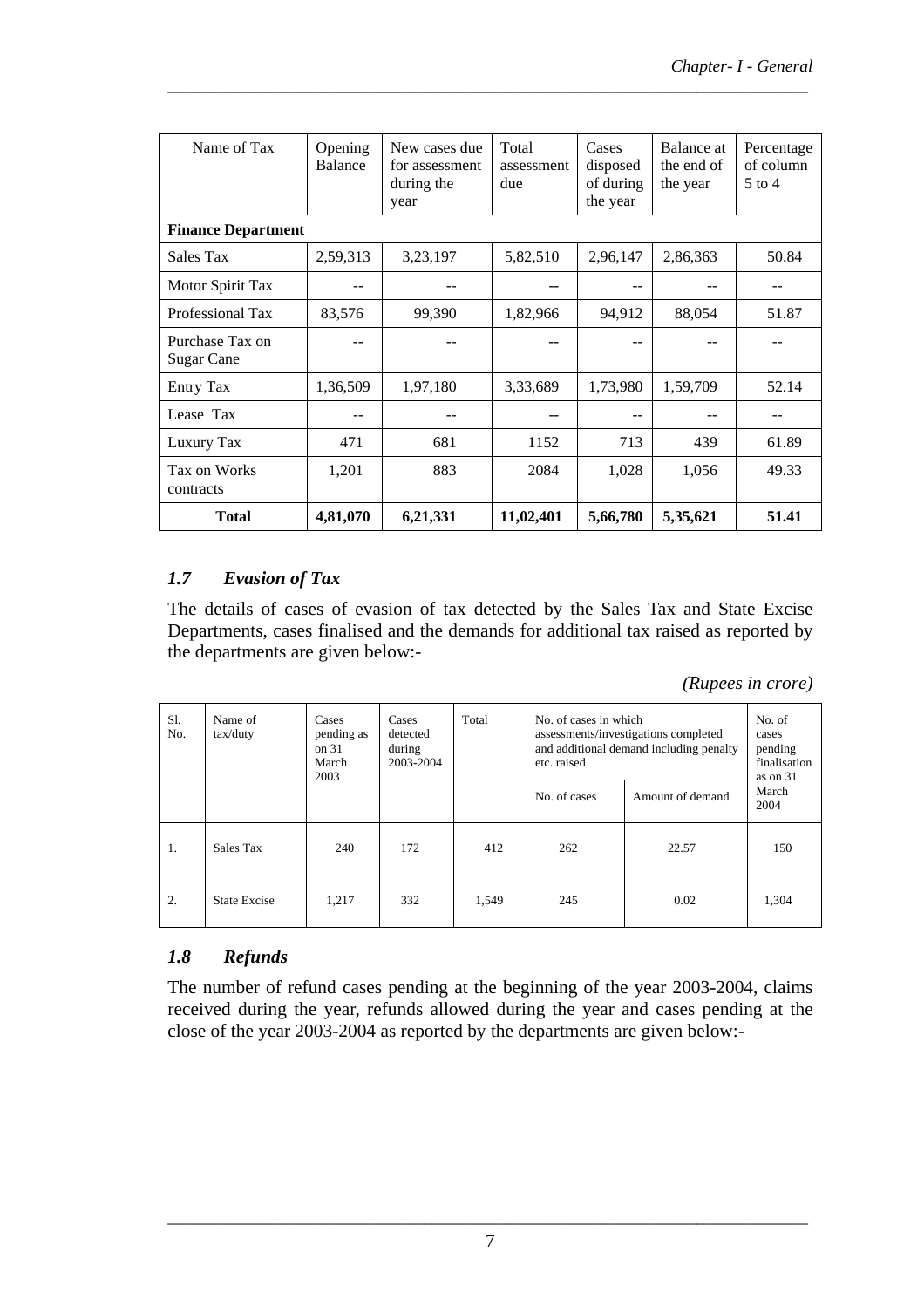| Name of Tax | Opening Balance | New cases due for assessment during the year | Total assessment due | Cases disposed of during the year | Balance at the end of the year | Percentage of column 5 to 4 |
|---|---|---|---|---|---|---|
| **Finance Department** | | | | | | |
| Sales Tax | 2,59,313 | 3,23,197 | 5,82,510 | 2,96,147 | 2,86,363 | 50.84 |
| Motor Spirit Tax | -- | -- | -- | -- | -- | -- |
| Professional Tax | 83,576 | 99,390 | 1,82,966 | 94,912 | 88,054 | 51.87 |
| Purchase Tax on Sugar Cane | -- | -- | -- | -- | -- | -- |
| Entry Tax | 1,36,509 | 1,97,180 | 3,33,689 | 1,73,980 | 1,59,709 | 52.14 |
| Lease Tax | -- | -- | -- | -- | -- | -- |
| Luxury Tax | 471 | 681 | 1152 | 713 | 439 | 61.89 |
| Tax on Works contracts | 1,201 | 883 | 2084 | 1,028 | 1,056 | 49.33 |
| **Total** | **4,81,070** | **6,21,331** | **11,02,401** | **5,66,780** | **5,35,621** | **51.41** |

### *1.7 Evasion of Tax*

The details of cases of evasion of tax detected by the Sales Tax and State Excise Departments, cases finalised and the demands for additional tax raised as reported by the departments are given below:-

*(Rupees in crore)*

| Sl. No. | Name of tax/duty | Cases pending as on 31 March 2003 | Cases detected during 2003-2004 | Total | No. of cases in which assessments/investigations completed and additional demand including penalty etc. raised | | No. of cases pending finalisation as on 31 March 2004 |
|---|---|---|---|---|---|---|---|
| | | | | | No. of cases | Amount of demand | |
| 1. | Sales Tax | 240 | 172 | 412 | 262 | 22.57 | 150 |
| 2. | State Excise | 1,217 | 332 | 1,549 | 245 | 0.02 | 1,304 |

### *1.8 Refunds*

The number of refund cases pending at the beginning of the year 2003-2004, claims received during the year, refunds allowed during the year and cases pending at the close of the year 2003-2004 as reported by the departments are given below:-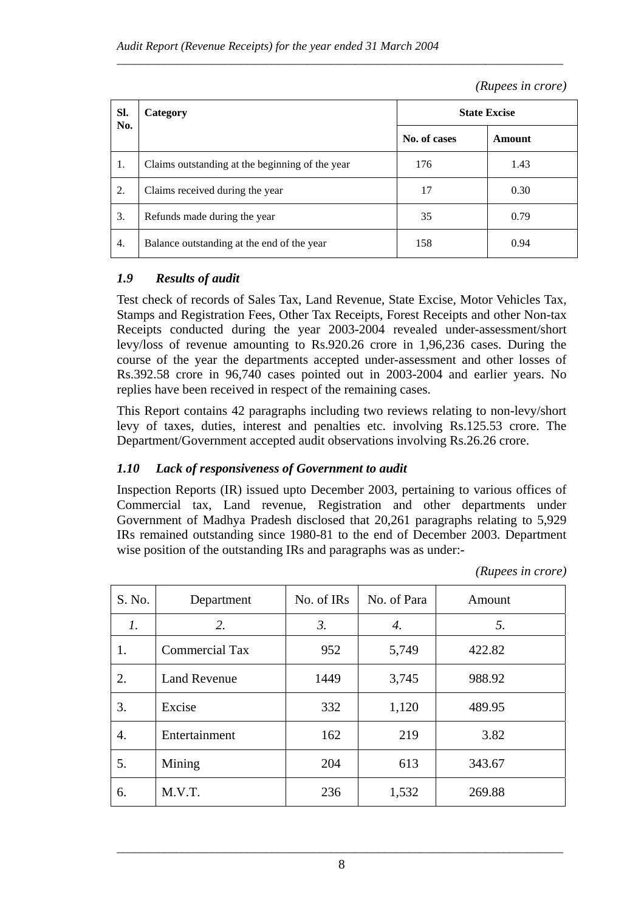*(Rupees in crore)*

| Sl. No. | Category | State Excise | |
|---|---|---|---|
| | | No. of cases | Amount |
| 1. | Claims outstanding at the beginning of the year | 176 | 1.43 |
| 2. | Claims received during the year | 17 | 0.30 |
| 3. | Refunds made during the year | 35 | 0.79 |
| 4. | Balance outstanding at the end of the year | 158 | 0.94 |

### *1.9 Results of audit*

Test check of records of Sales Tax, Land Revenue, State Excise, Motor Vehicles Tax, Stamps and Registration Fees, Other Tax Receipts, Forest Receipts and other Non-tax Receipts conducted during the year 2003-2004 revealed under-assessment/short levy/loss of revenue amounting to Rs.920.26 crore in 1,96,236 cases. During the course of the year the departments accepted under-assessment and other losses of Rs.392.58 crore in 96,740 cases pointed out in 2003-2004 and earlier years. No replies have been received in respect of the remaining cases.

This Report contains 42 paragraphs including two reviews relating to non-levy/short levy of taxes, duties, interest and penalties etc. involving Rs.125.53 crore. The Department/Government accepted audit observations involving Rs.26.26 crore.

### *1.10 Lack of responsiveness of Government to audit*

Inspection Reports (IR) issued upto December 2003, pertaining to various offices of Commercial tax, Land revenue, Registration and other departments under Government of Madhya Pradesh disclosed that 20,261 paragraphs relating to 5,929 IRs remained outstanding since 1980-81 to the end of December 2003. Department wise position of the outstanding IRs and paragraphs was as under:-

*(Rupees in crore)*

| S. No. | Department | No. of IRs | No. of Para | Amount |
|---|---|---|---|---|
| *1.* | *2.* | *3.* | *4.* | *5.* |
| 1. | Commercial Tax | 952 | 5,749 | 422.82 |
| 2. | Land Revenue | 1449 | 3,745 | 988.92 |
| 3. | Excise | 332 | 1,120 | 489.95 |
| 4. | Entertainment | 162 | 219 | 3.82 |
| 5. | Mining | 204 | 613 | 343.67 |
| 6. | M.V.T. | 236 | 1,532 | 269.88 |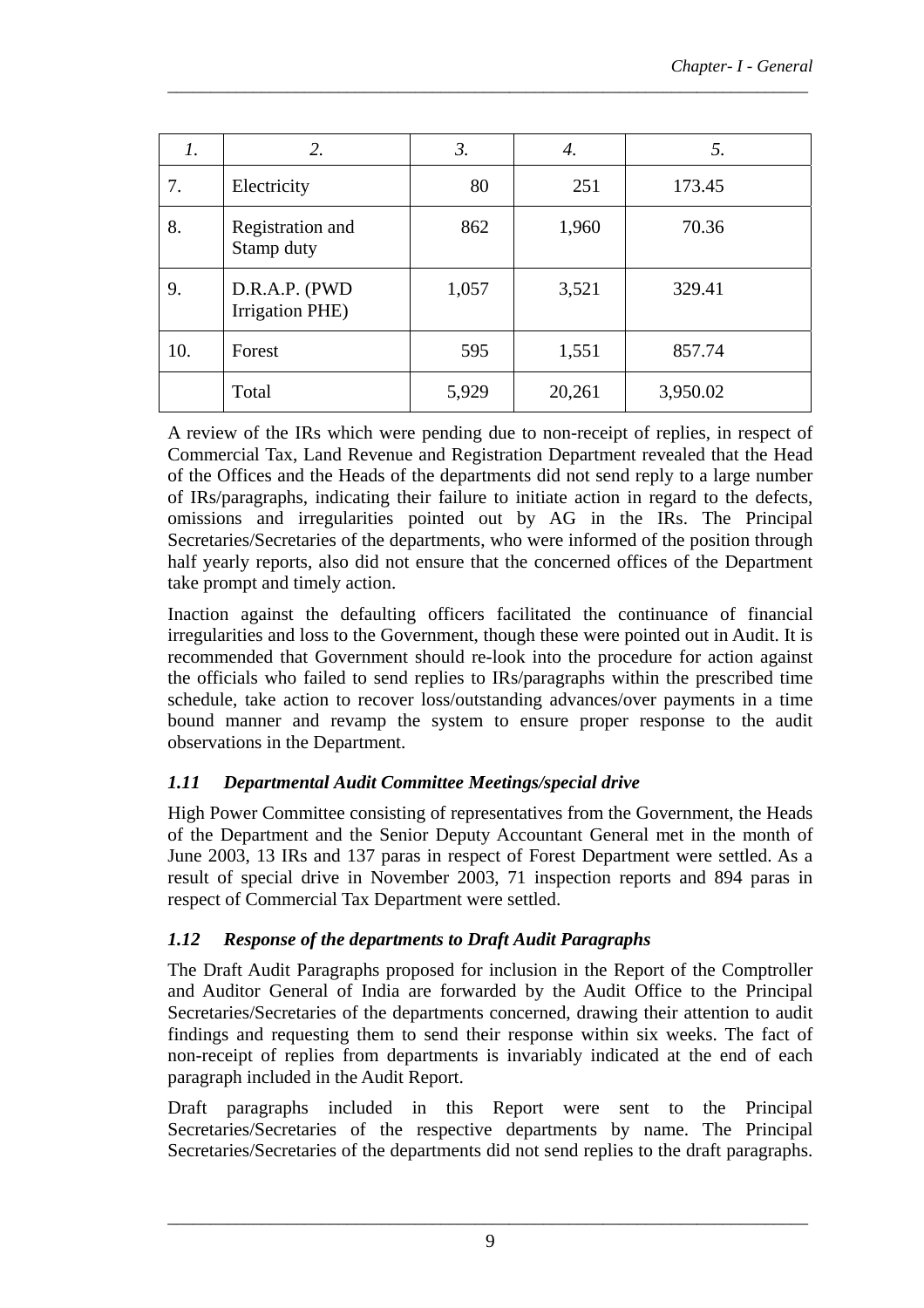| *1.* | *2.* | *3.* | *4.* | *5.* |
|---|---|---|---|---|
| 7. | Electricity | 80 | 251 | 173.45 |
| 8. | Registration and Stamp duty | 862 | 1,960 | 70.36 |
| 9. | D.R.A.P. (PWD Irrigation PHE) | 1,057 | 3,521 | 329.41 |
| 10. | Forest | 595 | 1,551 | 857.74 |
| | Total | 5,929 | 20,261 | 3,950.02 |

A review of the IRs which were pending due to non-receipt of replies, in respect of Commercial Tax, Land Revenue and Registration Department revealed that the Head of the Offices and the Heads of the departments did not send reply to a large number of IRs/paragraphs, indicating their failure to initiate action in regard to the defects, omissions and irregularities pointed out by AG in the IRs. The Principal Secretaries/Secretaries of the departments, who were informed of the position through half yearly reports, also did not ensure that the concerned offices of the Department take prompt and timely action.

Inaction against the defaulting officers facilitated the continuance of financial irregularities and loss to the Government, though these were pointed out in Audit. It is recommended that Government should re-look into the procedure for action against the officials who failed to send replies to IRs/paragraphs within the prescribed time schedule, take action to recover loss/outstanding advances/over payments in a time bound manner and revamp the system to ensure proper response to the audit observations in the Department.

### *1.11 Departmental Audit Committee Meetings/special drive*

High Power Committee consisting of representatives from the Government, the Heads of the Department and the Senior Deputy Accountant General met in the month of June 2003, 13 IRs and 137 paras in respect of Forest Department were settled. As a result of special drive in November 2003, 71 inspection reports and 894 paras in respect of Commercial Tax Department were settled.

### *1.12 Response of the departments to Draft Audit Paragraphs*

The Draft Audit Paragraphs proposed for inclusion in the Report of the Comptroller and Auditor General of India are forwarded by the Audit Office to the Principal Secretaries/Secretaries of the departments concerned, drawing their attention to audit findings and requesting them to send their response within six weeks. The fact of non-receipt of replies from departments is invariably indicated at the end of each paragraph included in the Audit Report.

Draft paragraphs included in this Report were sent to the Principal Secretaries/Secretaries of the respective departments by name. The Principal Secretaries/Secretaries of the departments did not send replies to the draft paragraphs.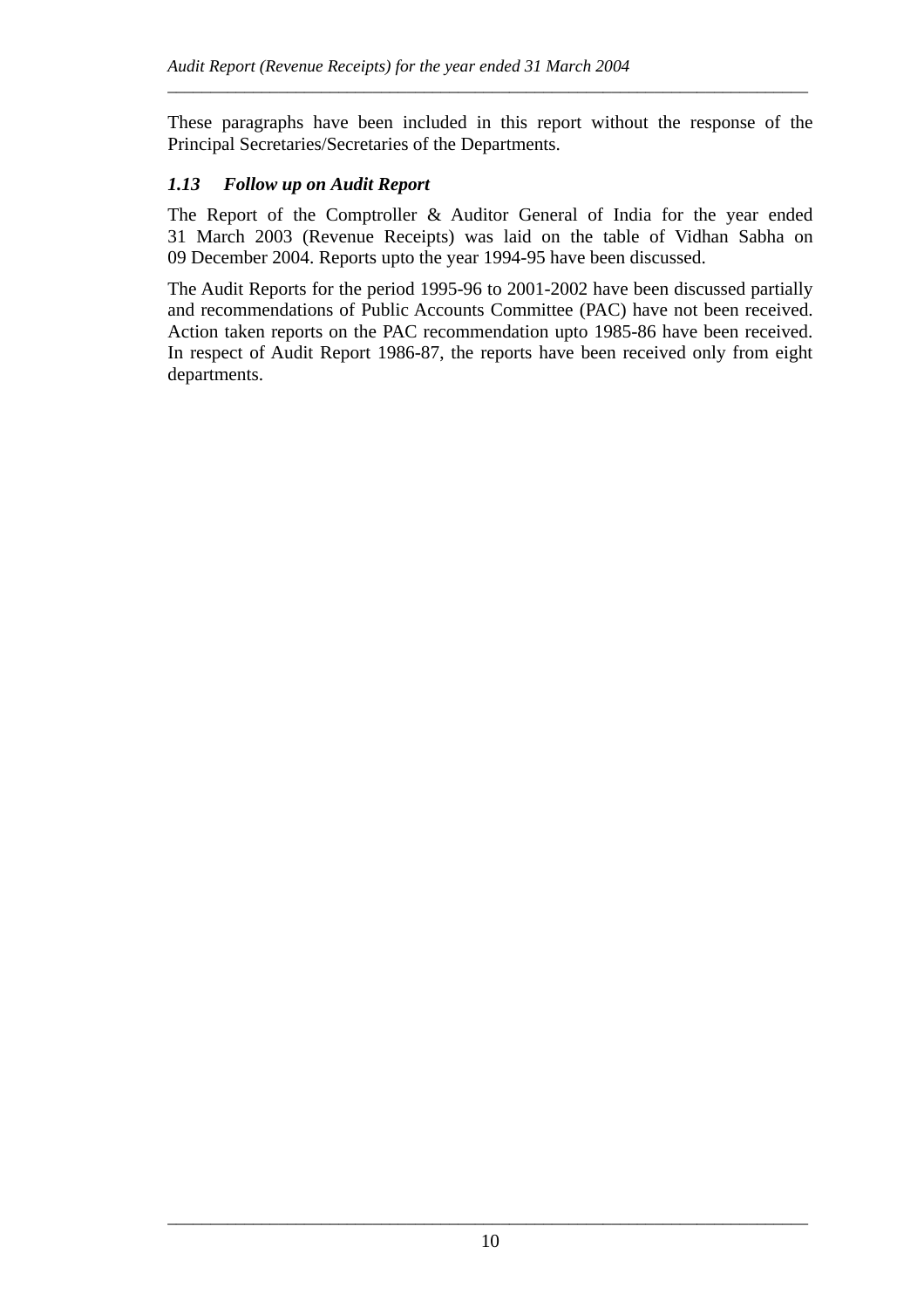These paragraphs have been included in this report without the response of the Principal Secretaries/Secretaries of the Departments.

### *1.13 Follow up on Audit Report*

The Report of the Comptroller & Auditor General of India for the year ended 31 March 2003 (Revenue Receipts) was laid on the table of Vidhan Sabha on 09 December 2004. Reports upto the year 1994-95 have been discussed.

The Audit Reports for the period 1995-96 to 2001-2002 have been discussed partially and recommendations of Public Accounts Committee (PAC) have not been received. Action taken reports on the PAC recommendation upto 1985-86 have been received. In respect of Audit Report 1986-87, the reports have been received only from eight departments.